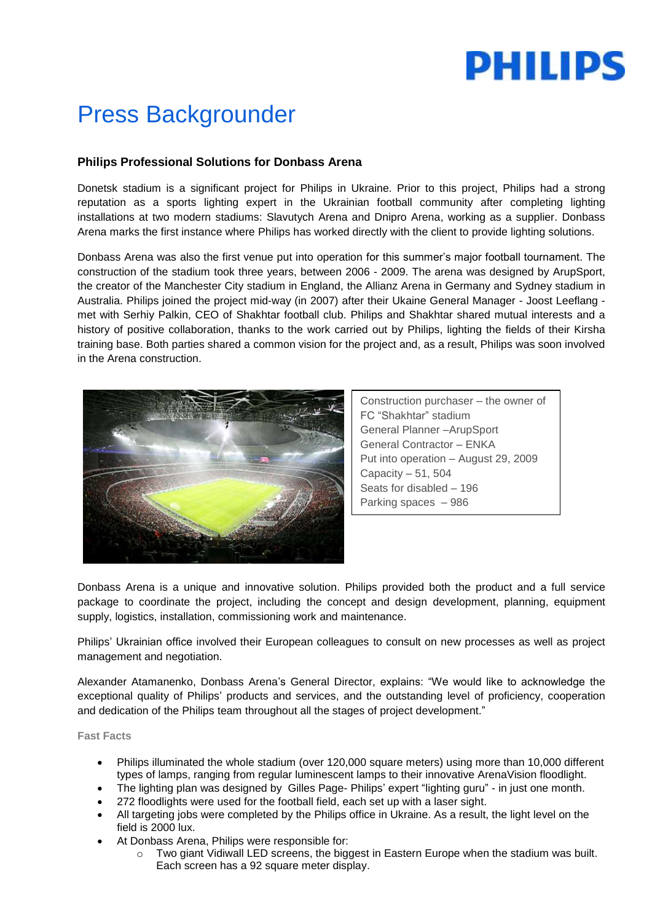# Press Backgrounder

### Philips Professional Solutions for Donbass Arena

Donetsk stadium is a significant project for Philips in Ukraine. Prior to this project, Philips had a strong reputation as a sports lighting expert in the Ukrainian football community after completing lighting installations at two modern stadiums: Slavutych Arena and Dnipro Arena, working as a supplier. Donbass Arena marks the first instance where Philips has worked directly with the client to provide lighting solutions.

Donbass Arena was also the first venue put into operation for this summer's major football tournament. The construction of the stadium took three years, between 2006 - 2009. The arena was designed by ArupSport, the creator of the Manchester City stadium in England, the Allianz Arena in Germany and Sydney stadium in Australia. Philips joined the project mid-way (in 2007) after their Ukaine General Manager - Joost Leeflang - met with Serhiy Palkin, CEO of Shakhtar football club. Philips and Shakhtar shared mutual interests and a history of positive collaboration, thanks to the work carried out by Philips, lighting the fields of their Kirsha training base. Both parties shared a common vision for the project and, as a result, Philips was soon involved in the Arena construction.

Construction purchaser – the owner of FC "Shakhtar" stadium
General Planner –ArupSport
General Contractor – ENKA
Put into operation – August 29, 2009
Capacity – 51, 504
Seats for disabled – 196
Parking spaces – 986

Donbass Arena is a unique and innovative solution. Philips provided both the product and a full service package to coordinate the project, including the concept and design development, planning, equipment supply, logistics, installation, commissioning work and maintenance.

Philips' Ukrainian office involved their European colleagues to consult on new processes as well as project management and negotiation.

Alexander Atamanenko, Donbass Arena's General Director, explains: "We would like to acknowledge the exceptional quality of Philips' products and services, and the outstanding level of proficiency, cooperation and dedication of the Philips team throughout all the stages of project development."

**Fast Facts**

- Philips illuminated the whole stadium (over 120,000 square meters) using more than 10,000 different types of lamps, ranging from regular luminescent lamps to their innovative ArenaVision floodlight.
- The lighting plan was designed by Gilles Page- Philips' expert "lighting guru" - in just one month.
- 272 floodlights were used for the football field, each set up with a laser sight.
- All targeting jobs were completed by the Philips office in Ukraine. As a result, the light level on the field is 2000 lux.
- At Donbass Arena, Philips were responsible for:
    - Two giant Vidiwall LED screens, the biggest in Eastern Europe when the stadium was built. Each screen has a 92 square meter display.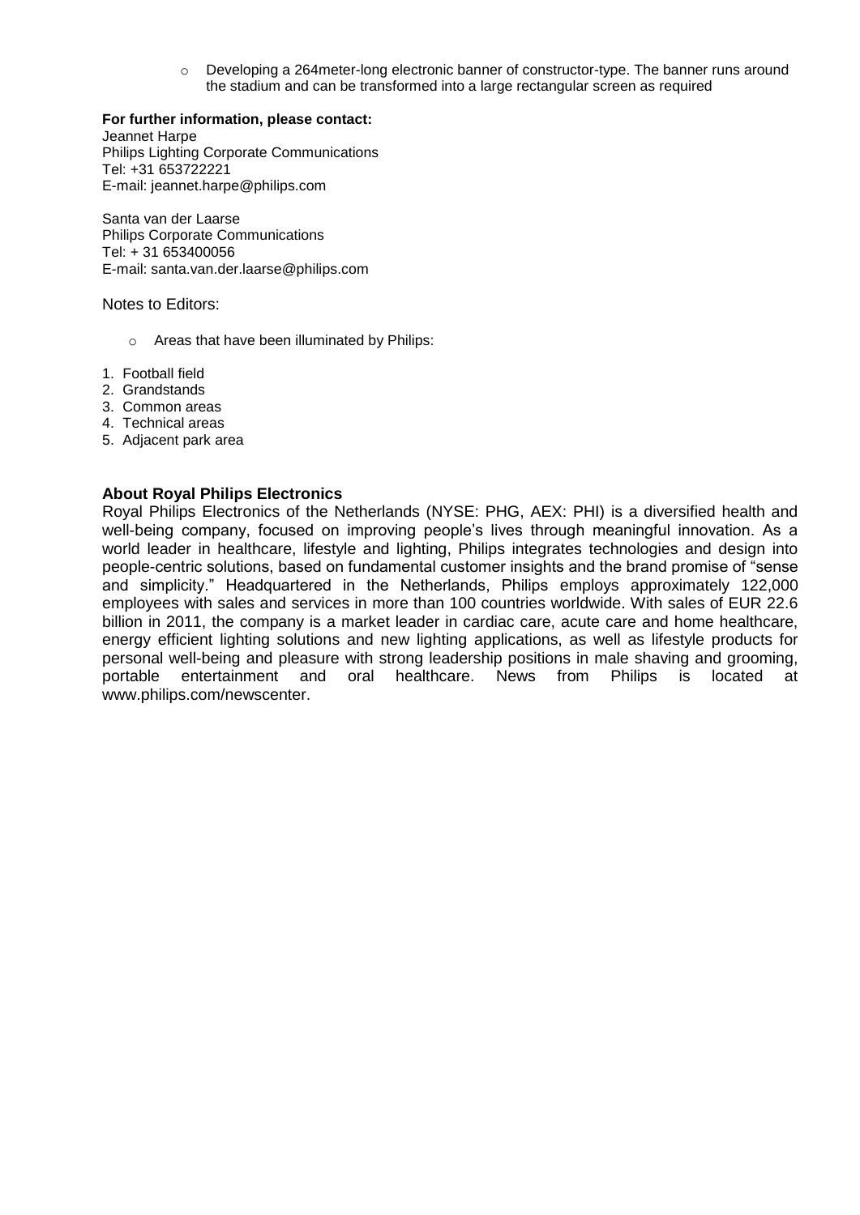- Developing a 264meter-long electronic banner of constructor-type. The banner runs around the stadium and can be transformed into a large rectangular screen as required

**For further information, please contact:**
Jeannet Harpe
Philips Lighting Corporate Communications
Tel: +31 653722221
E-mail: jeannet.harpe@philips.com

Santa van der Laarse
Philips Corporate Communications
Tel: + 31 653400056
E-mail: santa.van.der.laarse@philips.com

Notes to Editors:

- Areas that have been illuminated by Philips:

1. Football field
2. Grandstands
3. Common areas
4. Technical areas
5. Adjacent park area

**About Royal Philips Electronics**

Royal Philips Electronics of the Netherlands (NYSE: PHG, AEX: PHI) is a diversified health and well-being company, focused on improving people's lives through meaningful innovation. As a world leader in healthcare, lifestyle and lighting, Philips integrates technologies and design into people-centric solutions, based on fundamental customer insights and the brand promise of "sense and simplicity." Headquartered in the Netherlands, Philips employs approximately 122,000 employees with sales and services in more than 100 countries worldwide. With sales of EUR 22.6 billion in 2011, the company is a market leader in cardiac care, acute care and home healthcare, energy efficient lighting solutions and new lighting applications, as well as lifestyle products for personal well-being and pleasure with strong leadership positions in male shaving and grooming, portable entertainment and oral healthcare. News from Philips is located at www.philips.com/newscenter.